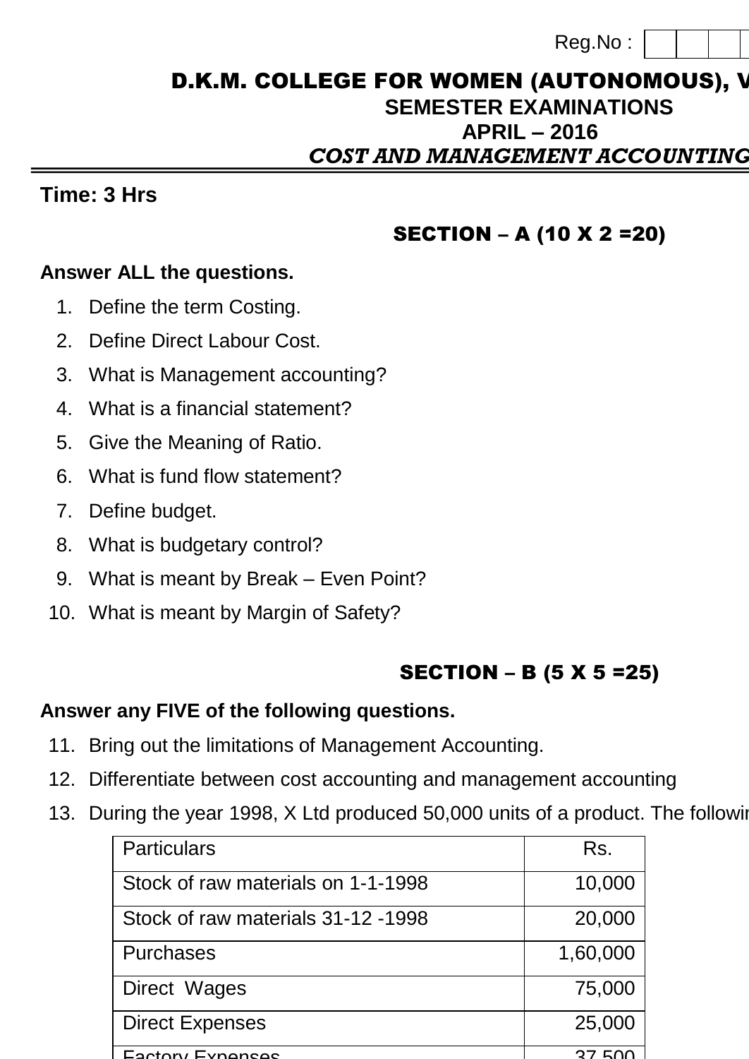Reg.No :

# D.K.M. COLLEGE FOR WOMEN (AUTONOMOUS), V

## SEMESTER EXAMINATIONS

## APRIL – 2016

## *COST AND MANAGEMENT ACCOUNTING*

**Time: 3 Hrs**

### SECTION – A (10 X 2 =20)

**Answer ALL the questions.**

1. Define the term Costing.
2. Define Direct Labour Cost.
3. What is Management accounting?
4. What is a financial statement?
5. Give the Meaning of Ratio.
6. What is fund flow statement?
7. Define budget.
8. What is budgetary control?
9. What is meant by Break – Even Point?
10. What is meant by Margin of Safety?

### SECTION – B (5 X 5 =25)

**Answer any FIVE of the following questions.**

11. Bring out the limitations of Management Accounting.
12. Differentiate between cost accounting and management accounting
13. During the year 1998, X Ltd produced 50,000 units of a product. The followin

| Particulars | Rs. |
|---|---|
| Stock of raw materials on 1-1-1998 | 10,000 |
| Stock of raw materials 31-12 -1998 | 20,000 |
| Purchases | 1,60,000 |
| Direct Wages | 75,000 |
| Direct Expenses | 25,000 |
| Factory Expenses | 37,500 |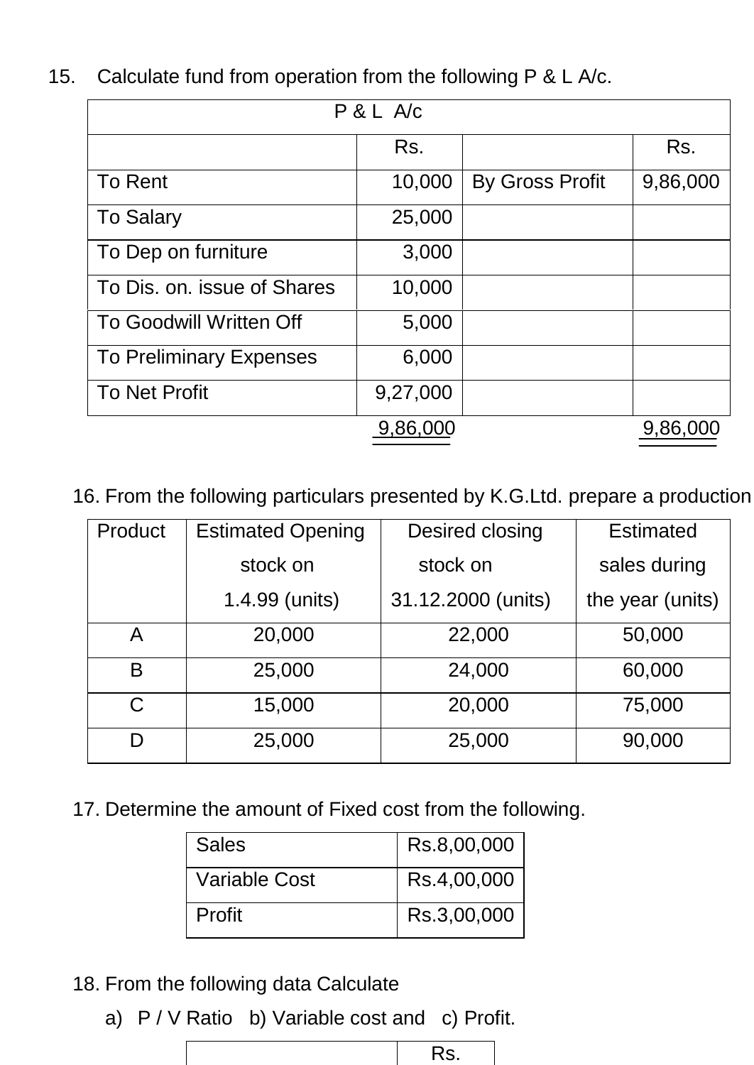15. Calculate fund from operation from the following P & L A/c.

| P & L A/c | | | |
|---|---|---|---|
| | Rs. | | Rs. |
| To Rent | 10,000 | By Gross Profit | 9,86,000 |
| To Salary | 25,000 | | |
| To Dep on furniture | 3,000 | | |
| To Dis. on. issue of Shares | 10,000 | | |
| To Goodwill Written Off | 5,000 | | |
| To Preliminary Expenses | 6,000 | | |
| To Net Profit | 9,27,000 | | |
| | 9,86,000 | | 9,86,000 |

16. From the following particulars presented by K.G.Ltd. prepare a production

| Product | Estimated Opening stock on 1.4.99 (units) | Desired closing stock on 31.12.2000 (units) | Estimated sales during the year (units) |
|---|---|---|---|
| A | 20,000 | 22,000 | 50,000 |
| B | 25,000 | 24,000 | 60,000 |
| C | 15,000 | 20,000 | 75,000 |
| D | 25,000 | 25,000 | 90,000 |

17. Determine the amount of Fixed cost from the following.

| Sales | Rs.8,00,000 |
|---|---|
| Variable Cost | Rs.4,00,000 |
| Profit | Rs.3,00,000 |

18. From the following data Calculate

a) P / V Ratio b) Variable cost and c) Profit.

| | Rs. |
|---|---|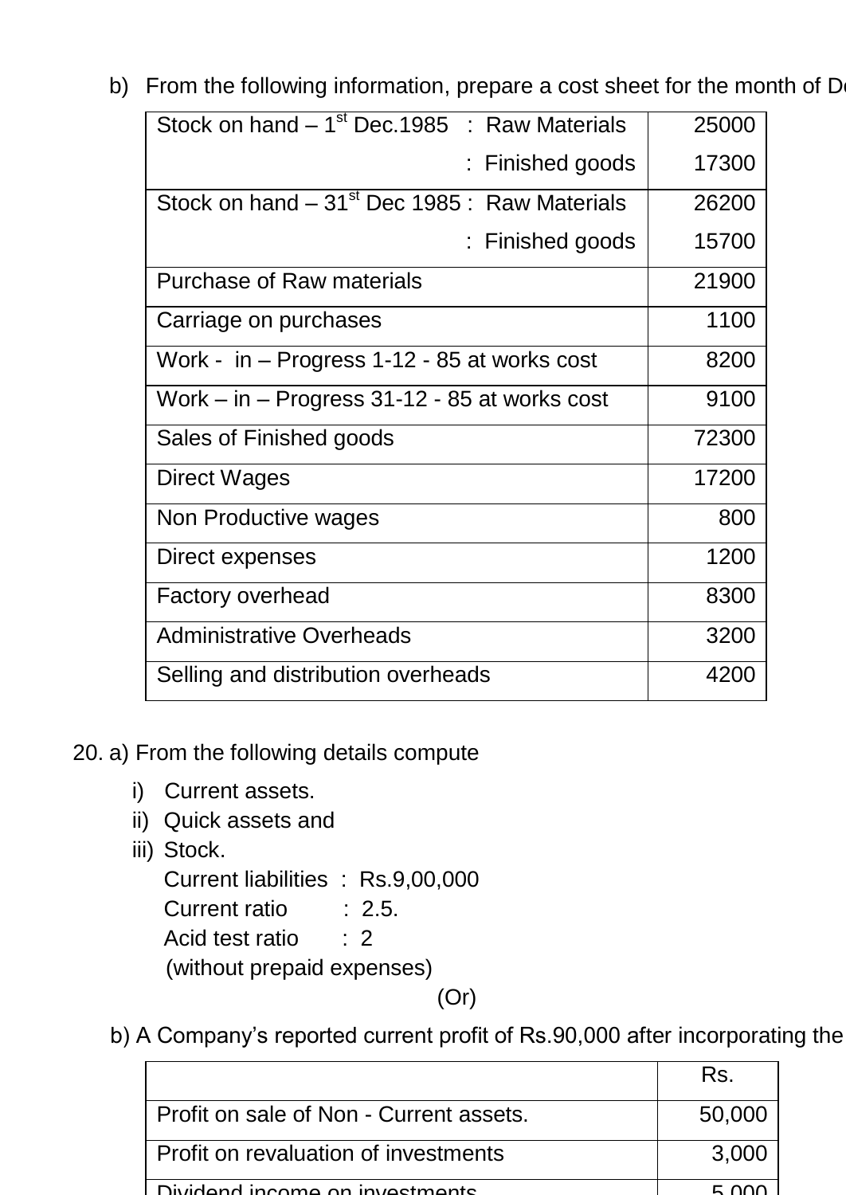b) From the following information, prepare a cost sheet for the month of De

| | |
|---|---|
| Stock on hand – 1st Dec.1985 : Raw Materials | 25000 |
| : Finished goods | 17300 |
| Stock on hand – 31st Dec 1985 : Raw Materials | 26200 |
| : Finished goods | 15700 |
| Purchase of Raw materials | 21900 |
| Carriage on purchases | 1100 |
| Work - in – Progress 1-12 - 85 at works cost | 8200 |
| Work – in – Progress 31-12 - 85 at works cost | 9100 |
| Sales of Finished goods | 72300 |
| Direct Wages | 17200 |
| Non Productive wages | 800 |
| Direct expenses | 1200 |
| Factory overhead | 8300 |
| Administrative Overheads | 3200 |
| Selling and distribution overheads | 4200 |

20. a) From the following details compute

i) Current assets.
ii) Quick assets and
iii) Stock.

Current liabilities : Rs.9,00,000
Current ratio : 2.5.
Acid test ratio : 2
(without prepaid expenses)

(Or)

b) A Company's reported current profit of Rs.90,000 after incorporating the

| | Rs. |
|---|---|
| Profit on sale of Non - Current assets. | 50,000 |
| Profit on revaluation of investments | 3,000 |
| Dividend income on investments | 5,000 |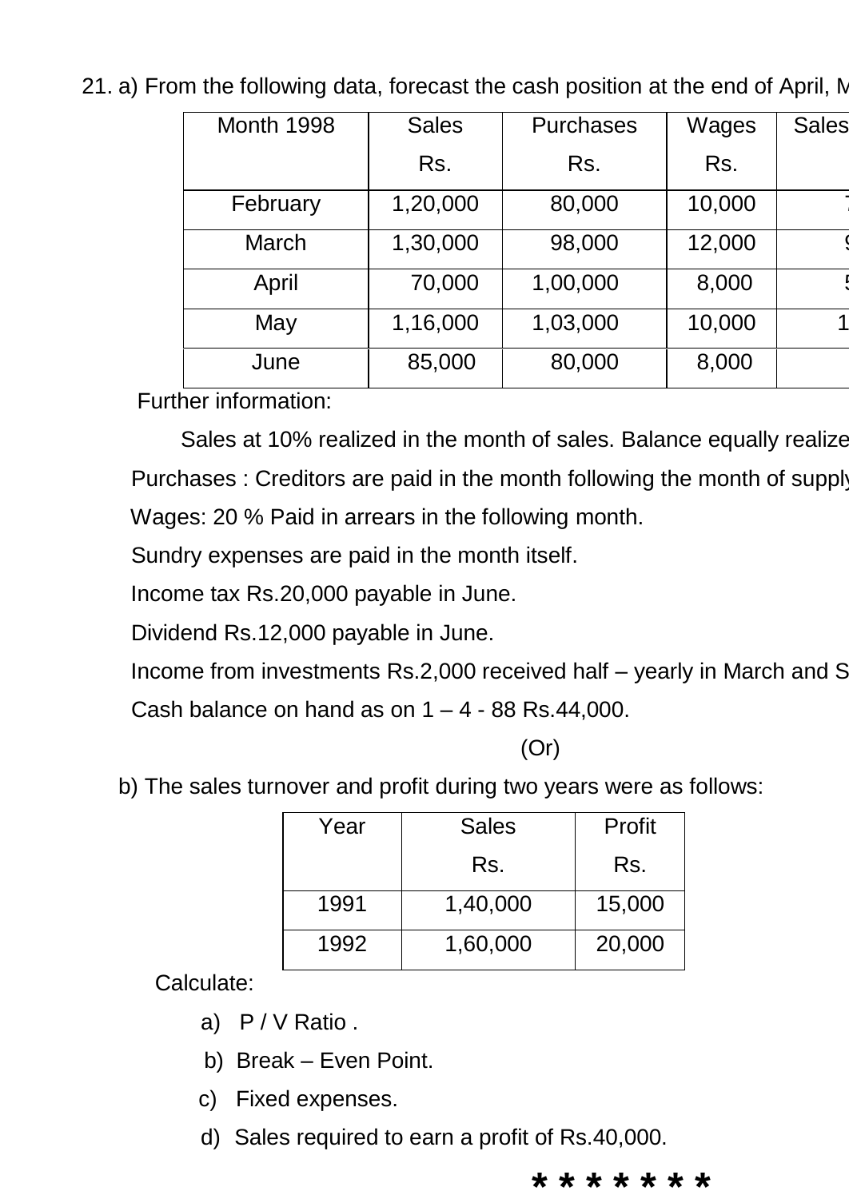21. a) From the following data, forecast the cash position at the end of April, M

| Month 1998 | Sales Rs. | Purchases Rs. | Wages Rs. | Sales |
|---|---|---|---|---|
| February | 1,20,000 | 80,000 | 10,000 | 7 |
| March | 1,30,000 | 98,000 | 12,000 | 9 |
| April | 70,000 | 1,00,000 | 8,000 | 5 |
| May | 1,16,000 | 1,03,000 | 10,000 | 1 |
| June | 85,000 | 80,000 | 8,000 | |

Further information:

Sales at 10% realized in the month of sales. Balance equally realize

Purchases : Creditors are paid in the month following the month of supply

Wages: 20 % Paid in arrears in the following month.

Sundry expenses are paid in the month itself.

Income tax Rs.20,000 payable in June.

Dividend Rs.12,000 payable in June.

Income from investments Rs.2,000 received half – yearly in March and S

Cash balance on hand as on 1 – 4 - 88 Rs.44,000.

(Or)

b) The sales turnover and profit during two years were as follows:

| Year | Sales Rs. | Profit Rs. |
|---|---|---|
| 1991 | 1,40,000 | 15,000 |
| 1992 | 1,60,000 | 20,000 |

Calculate:

a) P / V Ratio .

b) Break – Even Point.

c) Fixed expenses.

d) Sales required to earn a profit of Rs.40,000.

* * * * * * *